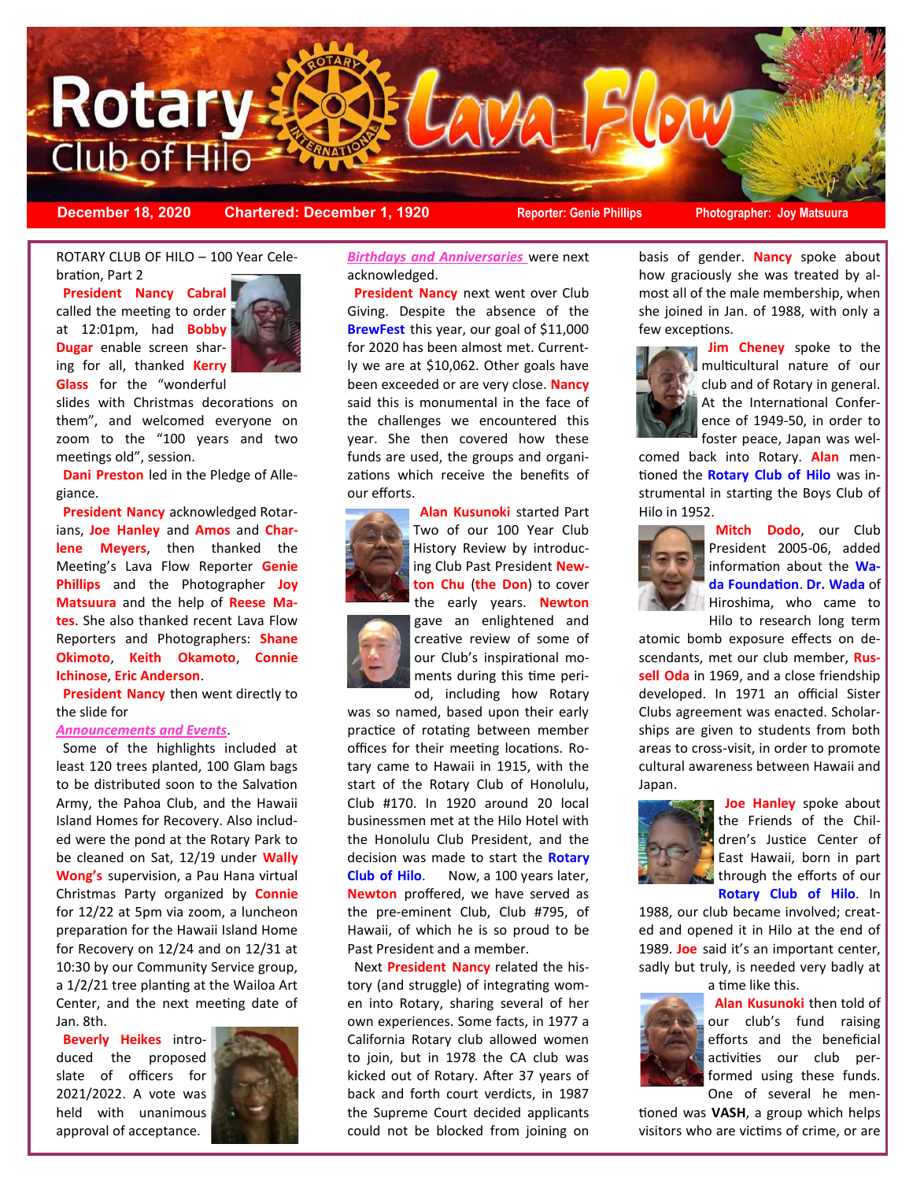# Rotary Club of Hilo Lava Flow

**December 18, 2020** **Chartered: December 1, 1920** **Reporter: Genie Phillips** **Photographer: Joy Matsuura**

ROTARY CLUB OF HILO – 100 Year Celebration, Part 2

**President Nancy Cabral** called the meeting to order at 12:01pm, had **Bobby Dugar** enable screen sharing for all, thanked **Kerry Glass** for the "wonderful slides with Christmas decorations on them", and welcomed everyone on zoom to the "100 years and two meetings old", session.

**Dani Preston** led in the Pledge of Allegiance.

**President Nancy** acknowledged Rotarians, **Joe Hanley** and **Amos** and **Charlene Meyers**, then thanked the Meeting's Lava Flow Reporter **Genie Phillips** and the Photographer **Joy Matsuura** and the help of **Reese Mates**. She also thanked recent Lava Flow Reporters and Photographers: **Shane Okimoto**, **Keith Okamoto**, **Connie Ichinose**, **Eric Anderson**.

**President Nancy** then went directly to the slide for

***Announcements and Events***.

Some of the highlights included at least 120 trees planted, 100 Glam bags to be distributed soon to the Salvation Army, the Pahoa Club, and the Hawaii Island Homes for Recovery. Also included were the pond at the Rotary Park to be cleaned on Sat, 12/19 under **Wally Wong's** supervision, a Pau Hana virtual Christmas Party organized by **Connie** for 12/22 at 5pm via zoom, a luncheon preparation for the Hawaii Island Home for Recovery on 12/24 and on 12/31 at 10:30 by our Community Service group, a 1/2/21 tree planting at the Wailoa Art Center, and the next meeting date of Jan. 8th.

**Beverly Heikes** introduced the proposed slate of officers for 2021/2022. A vote was held with unanimous approval of acceptance.

***Birthdays and Anniversaries*** were next acknowledged.

**President Nancy** next went over Club Giving. Despite the absence of the **BrewFest** this year, our goal of $11,000 for 2020 has been almost met. Currently we are at $10,062. Other goals have been exceeded or are very close. **Nancy** said this is monumental in the face of the challenges we encountered this year. She then covered how these funds are used, the groups and organizations which receive the benefits of our efforts.

**Alan Kusunoki** started Part Two of our 100 Year Club History Review by introducing Club Past President **Newton Chu** (**the Don**) to cover the early years. **Newton** gave an enlightened and creative review of some of our Club's inspirational moments during this time period, including how Rotary was so named, based upon their early practice of rotating between member offices for their meeting locations. Rotary came to Hawaii in 1915, with the start of the Rotary Club of Honolulu, Club #170. In 1920 around 20 local businessmen met at the Hilo Hotel with the Honolulu Club President, and the decision was made to start the **Rotary Club of Hilo**. Now, a 100 years later, **Newton** proffered, we have served as the pre-eminent Club, Club #795, of Hawaii, of which he is so proud to be Past President and a member.

Next **President Nancy** related the history (and struggle) of integrating women into Rotary, sharing several of her own experiences. Some facts, in 1977 a California Rotary club allowed women to join, but in 1978 the CA club was kicked out of Rotary. After 37 years of back and forth court verdicts, in 1987 the Supreme Court decided applicants could not be blocked from joining on basis of gender. **Nancy** spoke about how graciously she was treated by almost all of the male membership, when she joined in Jan. of 1988, with only a few exceptions.

**Jim Cheney** spoke to the multicultural nature of our club and of Rotary in general. At the International Conference of 1949-50, in order to foster peace, Japan was welcomed back into Rotary. **Alan** mentioned the **Rotary Club of Hilo** was instrumental in starting the Boys Club of Hilo in 1952.

**Mitch Dodo**, our Club President 2005-06, added information about the **Wada Foundation**. **Dr. Wada** of Hiroshima, who came to Hilo to research long term atomic bomb exposure effects on descendants, met our club member, **Russell Oda** in 1969, and a close friendship developed. In 1971 an official Sister Clubs agreement was enacted. Scholarships are given to students from both areas to cross-visit, in order to promote cultural awareness between Hawaii and Japan.

**Joe Hanley** spoke about the Friends of the Children's Justice Center of East Hawaii, born in part through the efforts of our **Rotary Club of Hilo**. In 1988, our club became involved; created and opened it in Hilo at the end of 1989. **Joe** said it's an important center, sadly but truly, is needed very badly at a time like this.

**Alan Kusunoki** then told of our club's fund raising efforts and the beneficial activities our club performed using these funds. One of several he mentioned was **VASH**, a group which helps visitors who are victims of crime, or are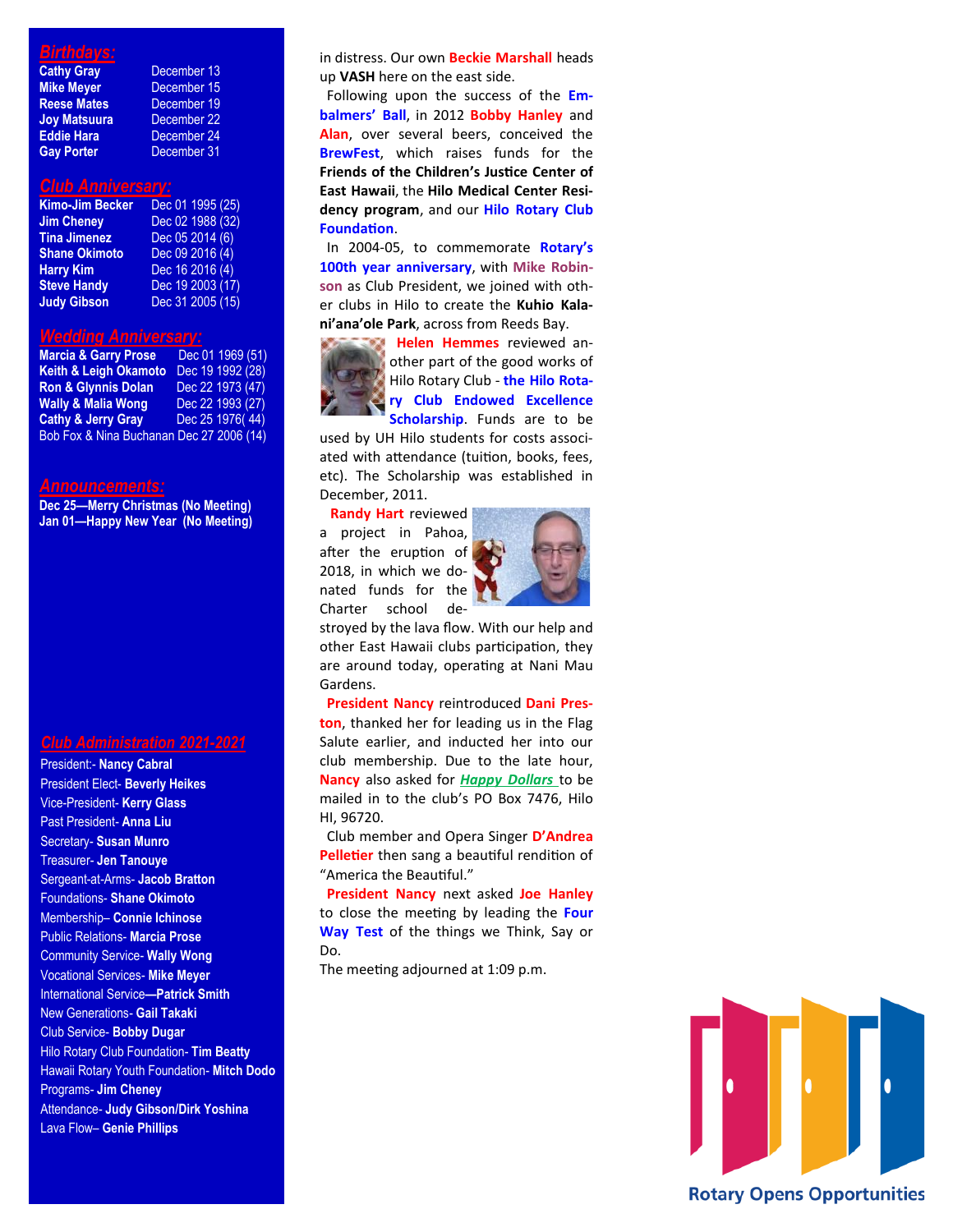## Birthdays:

| | |
|---|---|
| **Cathy Gray** | December 13 |
| **Mike Meyer** | December 15 |
| **Reese Mates** | December 19 |
| **Joy Matsuura** | December 22 |
| **Eddie Hara** | December 24 |
| **Gay Porter** | December 31 |

## Club Anniversary:

| | |
|---|---|
| **Kimo-Jim Becker** | Dec 01 1995 (25) |
| **Jim Cheney** | Dec 02 1988 (32) |
| **Tina Jimenez** | Dec 05 2014 (6) |
| **Shane Okimoto** | Dec 09 2016 (4) |
| **Harry Kim** | Dec 16 2016 (4) |
| **Steve Handy** | Dec 19 2003 (17) |
| **Judy Gibson** | Dec 31 2005 (15) |

## Wedding Anniversary:

| | |
|---|---|
| **Marcia & Garry Prose** | Dec 01 1969 (51) |
| **Keith & Leigh Okamoto** | Dec 19 1992 (28) |
| **Ron & Glynnis Dolan** | Dec 22 1973 (47) |
| **Wally & Malia Wong** | Dec 22 1993 (27) |
| **Cathy & Jerry Gray** | Dec 25 1976( 44) |
| Bob Fox & Nina Buchanan | Dec 27 2006 (14) |

## Announcements:

**Dec 25—Merry Christmas (No Meeting)**
**Jan 01—Happy New Year (No Meeting)**

## Club Administration 2021-2021

President:- **Nancy Cabral**
President Elect- **Beverly Heikes**
Vice-President- **Kerry Glass**
Past President- **Anna Liu**
Secretary- **Susan Munro**
Treasurer- **Jen Tanouye**
Sergeant-at-Arms- **Jacob Bratton**
Foundations- **Shane Okimoto**
Membership– **Connie Ichinose**
Public Relations- **Marcia Prose**
Community Service- **Wally Wong**
Vocational Services- **Mike Meyer**
International Service**—Patrick Smith**
New Generations- **Gail Takaki**
Club Service- **Bobby Dugar**
Hilo Rotary Club Foundation- **Tim Beatty**
Hawaii Rotary Youth Foundation- **Mitch Dodo**
Programs- **Jim Cheney**
Attendance- **Judy Gibson/Dirk Yoshina**
Lava Flow– **Genie Phillips**

in distress. Our own **Beckie Marshall** heads up **VASH** here on the east side.

Following upon the success of the **Embalmers' Ball**, in 2012 **Bobby Hanley** and **Alan**, over several beers, conceived the **BrewFest**, which raises funds for the **Friends of the Children's Justice Center of East Hawaii**, the **Hilo Medical Center Residency program**, and our **Hilo Rotary Club Foundation**.

In 2004-05, to commemorate **Rotary's 100th year anniversary**, with **Mike Robinson** as Club President, we joined with other clubs in Hilo to create the **Kuhio Kalani'ana'ole Park**, across from Reeds Bay.

**Helen Hemmes** reviewed another part of the good works of Hilo Rotary Club - **the Hilo Rotary Club Endowed Excellence Scholarship**. Funds are to be used by UH Hilo students for costs associated with attendance (tuition, books, fees, etc). The Scholarship was established in December, 2011.

**Randy Hart** reviewed a project in Pahoa, after the eruption of 2018, in which we donated funds for the Charter school destroyed by the lava flow. With our help and other East Hawaii clubs participation, they are around today, operating at Nani Mau Gardens.

**President Nancy** reintroduced **Dani Preston**, thanked her for leading us in the Flag Salute earlier, and inducted her into our club membership. Due to the late hour, **Nancy** also asked for ***Happy Dollars*** to be mailed in to the club's PO Box 7476, Hilo HI, 96720.

Club member and Opera Singer **D'Andrea Pelletier** then sang a beautiful rendition of "America the Beautiful."

**President Nancy** next asked **Joe Hanley** to close the meeting by leading the **Four Way Test** of the things we Think, Say or Do.

The meeting adjourned at 1:09 p.m.

Rotary Opens Opportunities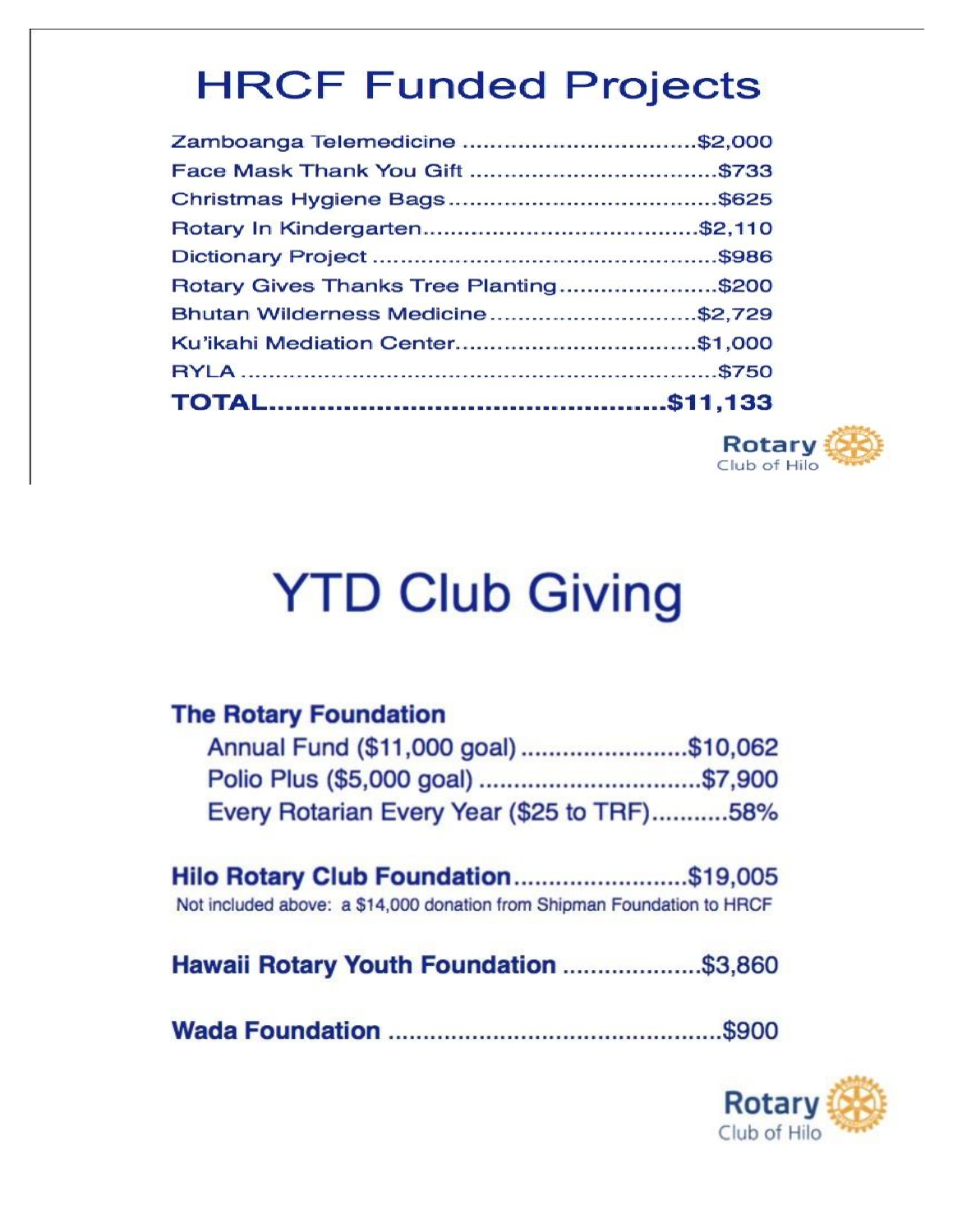# HRCF Funded Projects

| Project | Amount |
| --- | --- |
| Zamboanga Telemedicine | $2,000 |
| Face Mask Thank You Gift | $733 |
| Christmas Hygiene Bags | $625 |
| Rotary In Kindergarten | $2,110 |
| Dictionary Project | $986 |
| Rotary Gives Thanks Tree Planting | $200 |
| Bhutan Wilderness Medicine | $2,729 |
| Ku'ikahi Mediation Center | $1,000 |
| RYLA | $750 |
| **TOTAL** | **$11,133** |

Rotary Club of Hilo

# YTD Club Giving

**The Rotary Foundation**

- Annual Fund ($11,000 goal) .......................... $10,062
- Polio Plus ($5,000 goal) .......................... $7,900
- Every Rotarian Every Year ($25 to TRF) .......................... 58%

**Hilo Rotary Club Foundation** .......................... $19,005

Not included above: a $14,000 donation from Shipman Foundation to HRCF

**Hawaii Rotary Youth Foundation** .......................... $3,860

**Wada Foundation** .......................... $900

Rotary Club of Hilo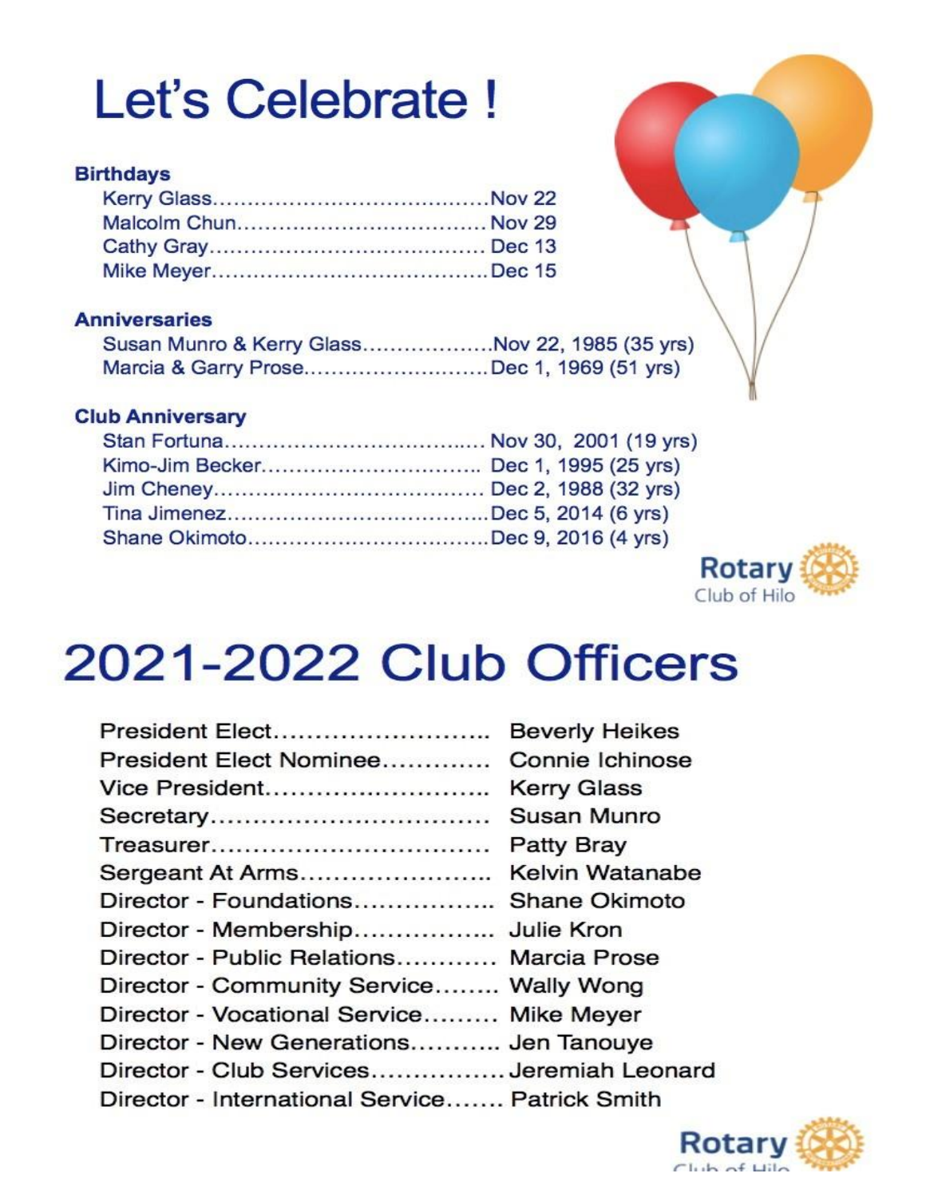# Let's Celebrate !

### Birthdays

- Kerry Glass........................................Nov 22
- Malcolm Chun....................................Nov 29
- Cathy Gray........................................Dec 13
- Mike Meyer........................................Dec 15

### Anniversaries

- Susan Munro & Kerry Glass...................Nov 22, 1985 (35 yrs)
- Marcia & Garry Prose..........................Dec 1, 1969 (51 yrs)

### Club Anniversary

- Stan Fortuna.....................................Nov 30, 2001 (19 yrs)
- Kimo-Jim Becker................................Dec 1, 1995 (25 yrs)
- Jim Cheney.......................................Dec 2, 1988 (32 yrs)
- Tina Jimenez.....................................Dec 5, 2014 (6 yrs)
- Shane Okimoto..................................Dec 9, 2016 (4 yrs)

Rotary
Club of Hilo

# 2021-2022 Club Officers

| | |
|---|---|
| President Elect | Beverly Heikes |
| President Elect Nominee | Connie Ichinose |
| Vice President | Kerry Glass |
| Secretary | Susan Munro |
| Treasurer | Patty Bray |
| Sergeant At Arms | Kelvin Watanabe |
| Director - Foundations | Shane Okimoto |
| Director - Membership | Julie Kron |
| Director - Public Relations | Marcia Prose |
| Director - Community Service | Wally Wong |
| Director - Vocational Service | Mike Meyer |
| Director - New Generations | Jen Tanouye |
| Director - Club Services | Jeremiah Leonard |
| Director - International Service | Patrick Smith |

Rotary
Club of Hilo